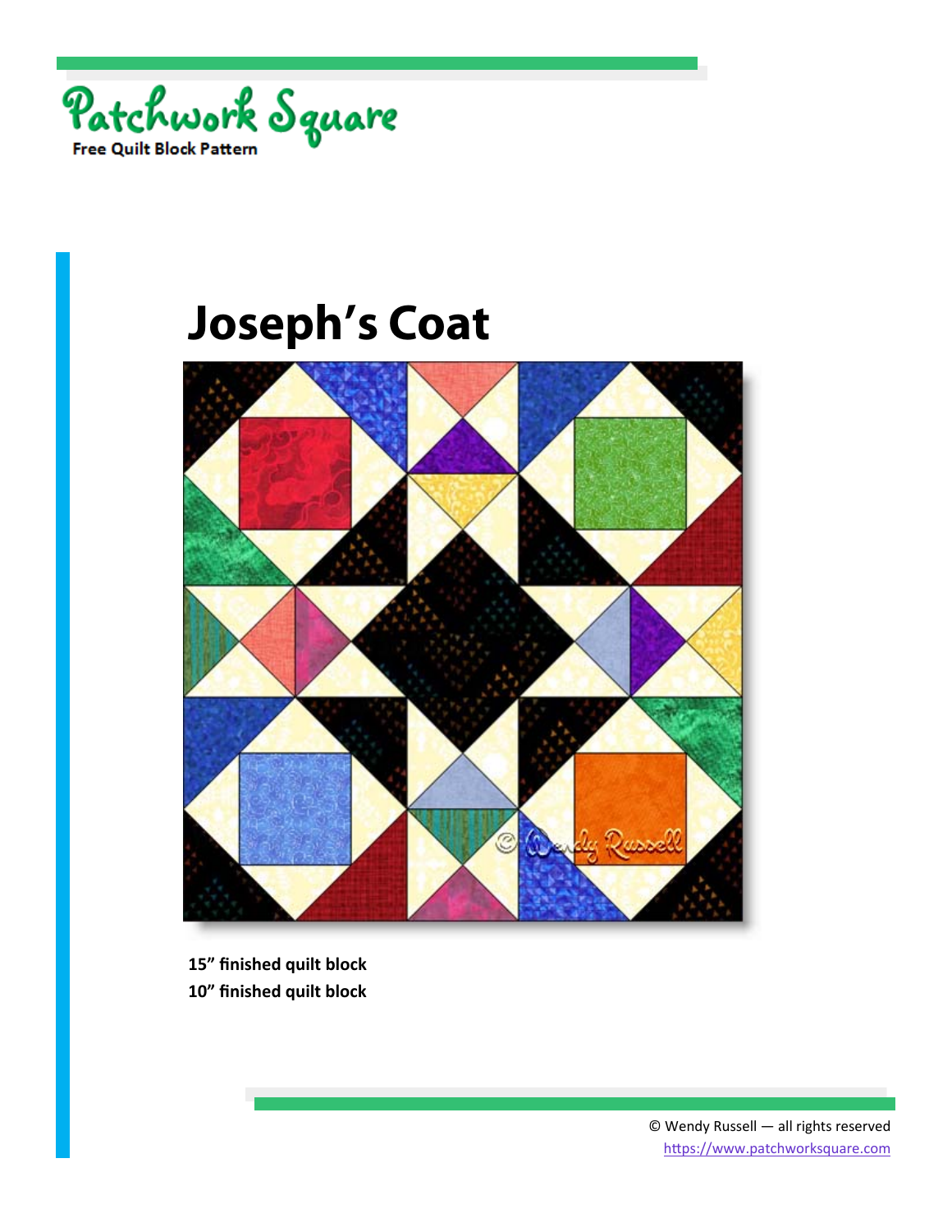Patchwork Square

Free Quilt Block Pattern

# Joseph's Coat

**15" finished quilt block**
**10" finished quilt block**

© Wendy Russell — all rights reserved
https://www.patchworksquare.com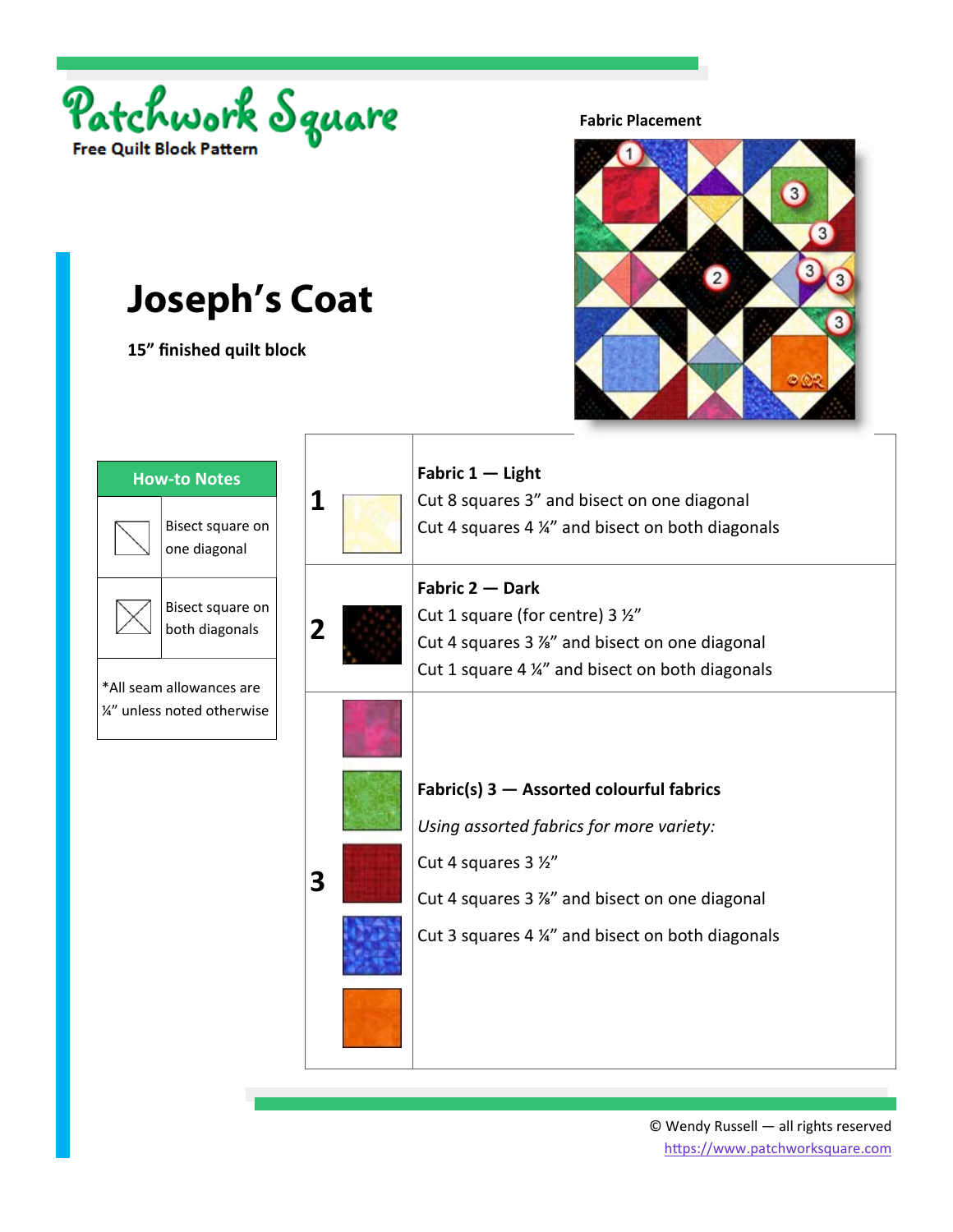Patchwork Square

Free Quilt Block Pattern

# Joseph's Coat

**15" finished quilt block**

**Fabric Placement**

| How-to Notes | |
|---|---|
| | Bisect square on one diagonal |
| | Bisect square on both diagonals |

*All seam allowances are ¼" unless noted otherwise

| | |
|---|---|
| **1** | **Fabric 1 — Light**<br>Cut 8 squares 3" and bisect on one diagonal<br>Cut 4 squares 4 ¼" and bisect on both diagonals |
| **2** | **Fabric 2 — Dark**<br>Cut 1 square (for centre) 3 ½"<br>Cut 4 squares 3 ⅞" and bisect on one diagonal<br>Cut 1 square 4 ¼" and bisect on both diagonals |
| **3** | **Fabric(s) 3 — Assorted colourful fabrics**<br>*Using assorted fabrics for more variety:*<br>Cut 4 squares 3 ½"<br>Cut 4 squares 3 ⅞" and bisect on one diagonal<br>Cut 3 squares 4 ¼" and bisect on both diagonals |

© Wendy Russell — all rights reserved

https://www.patchworksquare.com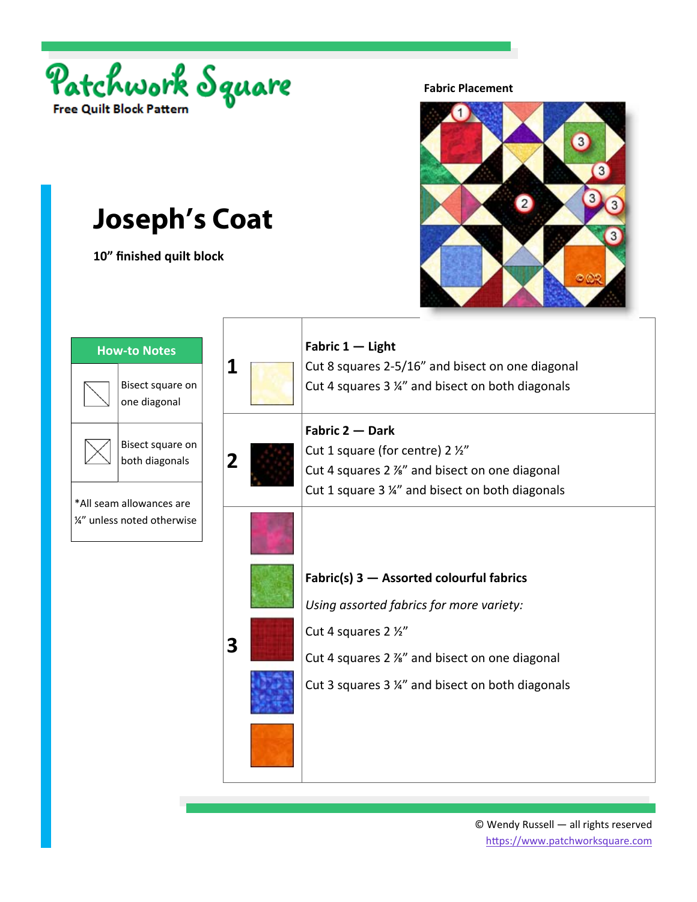Patchwork Square

Free Quilt Block Pattern

# Joseph's Coat

**10" finished quilt block**

**Fabric Placement**

| How-to Notes | |
|---|---|
| | Bisect square on one diagonal |
| | Bisect square on both diagonals |
| *All seam allowances are ¼" unless noted otherwise | |

| | |
|---|---|
| **1** | **Fabric 1 — Light**<br>Cut 8 squares 2-5/16" and bisect on one diagonal<br>Cut 4 squares 3 ¼" and bisect on both diagonals |
| **2** | **Fabric 2 — Dark**<br>Cut 1 square (for centre) 2 ½"<br>Cut 4 squares 2 ⅞" and bisect on one diagonal<br>Cut 1 square 3 ¼" and bisect on both diagonals |
| **3** | **Fabric(s) 3 — Assorted colourful fabrics**<br>*Using assorted fabrics for more variety:*<br>Cut 4 squares 2 ½"<br>Cut 4 squares 2 ⅞" and bisect on one diagonal<br>Cut 3 squares 3 ¼" and bisect on both diagonals |

© Wendy Russell — all rights reserved
https://www.patchworksquare.com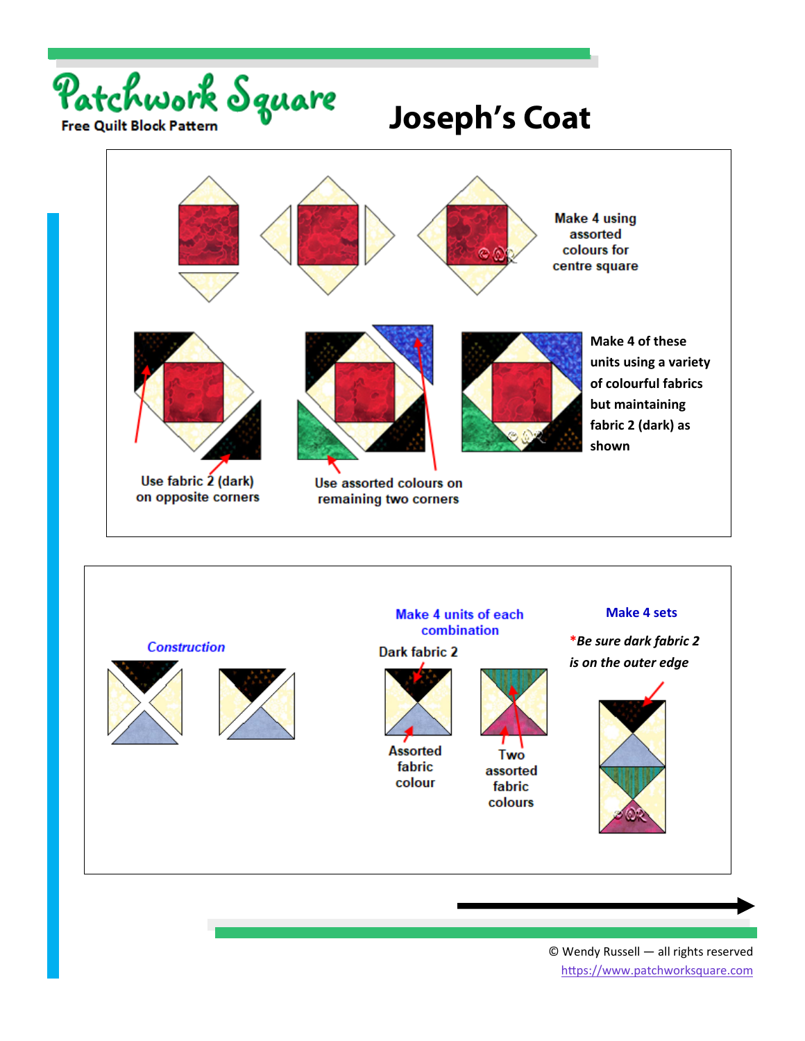Patchwork Square

Free Quilt Block Pattern

# Joseph's Coat

Make 4 using assorted colours for centre square

Use fabric 2 (dark) on opposite corners

Use assorted colours on remaining two corners

Make 4 of these units using a variety of colourful fabrics but maintaining fabric 2 (dark) as shown

*Construction*

Make 4 units of each combination

Dark fabric 2

Assorted fabric colour

Two assorted fabric colours

Make 4 sets

**\*Be sure dark fabric 2 is on the outer edge**

© Wendy Russell — all rights reserved
https://www.patchworksquare.com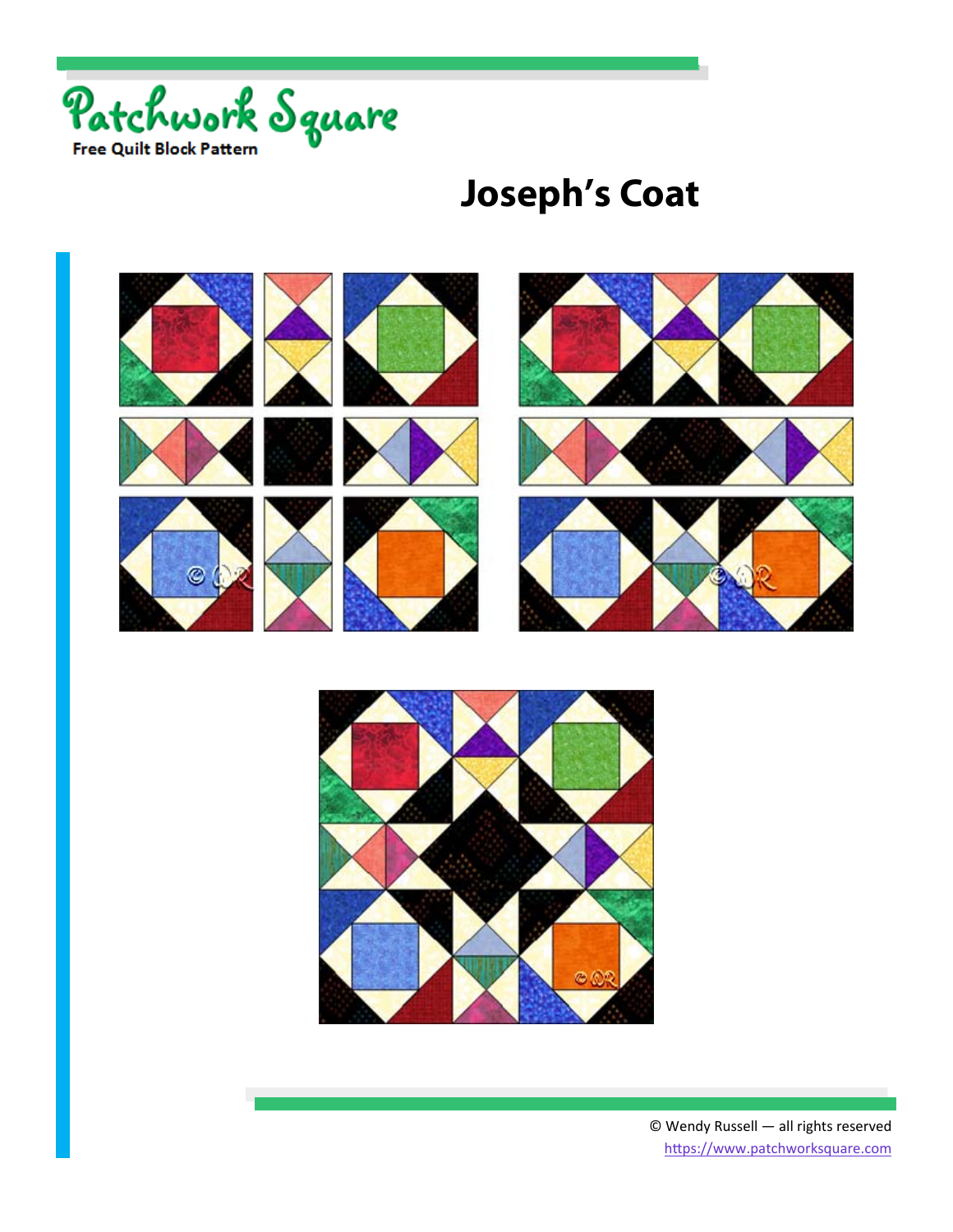Patchwork Square

Free Quilt Block Pattern

# Joseph's Coat

© Wendy Russell — all rights reserved

https://www.patchworksquare.com